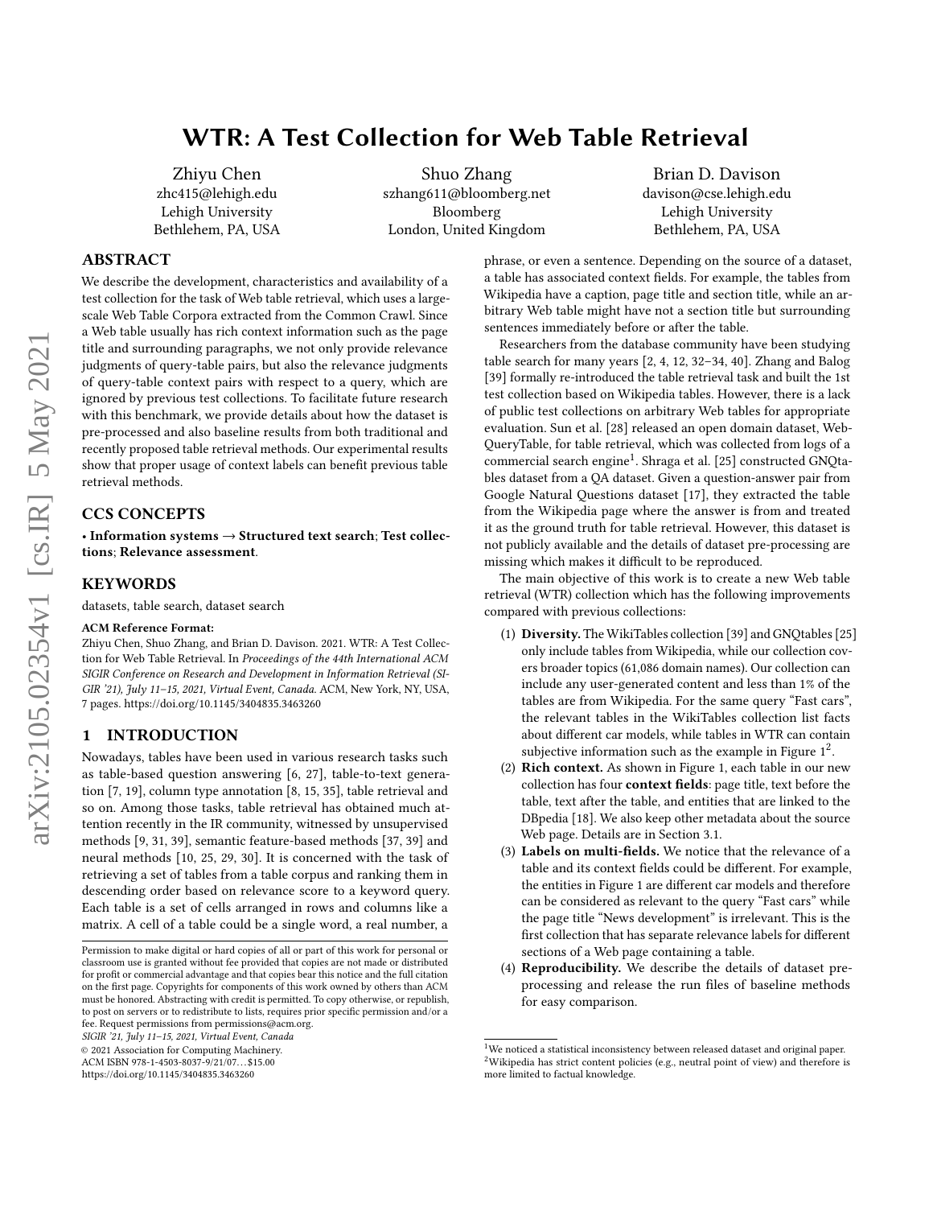# WTR: A Test Collection for Web Table Retrieval

Zhiyu Chen
zhc415@lehigh.edu
Lehigh University
Bethlehem, PA, USA

Shuo Zhang
szhang611@bloomberg.net
Bloomberg
London, United Kingdom

Brian D. Davison
davison@cse.lehigh.edu
Lehigh University
Bethlehem, PA, USA

## ABSTRACT

We describe the development, characteristics and availability of a test collection for the task of Web table retrieval, which uses a large-scale Web Table Corpora extracted from the Common Crawl. Since a Web table usually has rich context information such as the page title and surrounding paragraphs, we not only provide relevance judgments of query-table pairs, but also the relevance judgments of query-table context pairs with respect to a query, which are ignored by previous test collections. To facilitate future research with this benchmark, we provide details about how the dataset is pre-processed and also baseline results from both traditional and recently proposed table retrieval methods. Our experimental results show that proper usage of context labels can benefit previous table retrieval methods.

## CCS CONCEPTS

• **Information systems** → **Structured text search**; **Test collections**; **Relevance assessment**.

## KEYWORDS

datasets, table search, dataset search

**ACM Reference Format:**
Zhiyu Chen, Shuo Zhang, and Brian D. Davison. 2021. WTR: A Test Collection for Web Table Retrieval. In *Proceedings of the 44th International ACM SIGIR Conference on Research and Development in Information Retrieval (SIGIR '21), July 11–15, 2021, Virtual Event, Canada.* ACM, New York, NY, USA, 7 pages. https://doi.org/10.1145/3404835.3463260

## 1 INTRODUCTION

Nowadays, tables have been used in various research tasks such as table-based question answering [6, 27], table-to-text generation [7, 19], column type annotation [8, 15, 35], table retrieval and so on. Among those tasks, table retrieval has obtained much attention recently in the IR community, witnessed by unsupervised methods [9, 31, 39], semantic feature-based methods [37, 39] and neural methods [10, 25, 29, 30]. It is concerned with the task of retrieving a set of tables from a table corpus and ranking them in descending order based on relevance score to a keyword query. Each table is a set of cells arranged in rows and columns like a matrix. A cell of a table could be a single word, a real number, a phrase, or even a sentence. Depending on the source of a dataset, a table has associated context fields. For example, the tables from Wikipedia have a caption, page title and section title, while an arbitrary Web table might have not a section title but surrounding sentences immediately before or after the table.

Researchers from the database community have been studying table search for many years [2, 4, 12, 32–34, 40]. Zhang and Balog [39] formally re-introduced the table retrieval task and built the 1st test collection based on Wikipedia tables. However, there is a lack of public test collections on arbitrary Web tables for appropriate evaluation. Sun et al. [28] released an open domain dataset, WebQueryTable, for table retrieval, which was collected from logs of a commercial search engine[1]. Shraga et al. [25] constructed GNQtables dataset from a QA dataset. Given a question-answer pair from Google Natural Questions dataset [17], they extracted the table from the Wikipedia page where the answer is from and treated it as the ground truth for table retrieval. However, this dataset is not publicly available and the details of dataset pre-processing are missing which makes it difficult to be reproduced.

The main objective of this work is to create a new Web table retrieval (WTR) collection which has the following improvements compared with previous collections:

1. **Diversity.** The WikiTables collection [39] and GNQtables [25] only include tables from Wikipedia, while our collection covers broader topics (61,086 domain names). Our collection can include any user-generated content and less than 1% of the tables are from Wikipedia. For the same query "Fast cars", the relevant tables in the WikiTables collection list facts about different car models, while tables in WTR can contain subjective information such as the example in Figure 1[2].
2. **Rich context.** As shown in Figure 1, each table in our new collection has four **context fields**: page title, text before the table, text after the table, and entities that are linked to the DBpedia [18]. We also keep other metadata about the source Web page. Details are in Section 3.1.
3. **Labels on multi-fields.** We notice that the relevance of a table and its context fields could be different. For example, the entities in Figure 1 are different car models and therefore can be considered as relevant to the query "Fast cars" while the page title "News development" is irrelevant. This is the first collection that has separate relevance labels for different sections of a Web page containing a table.
4. **Reproducibility.** We describe the details of dataset pre-processing and release the run files of baseline methods for easy comparison.

---

Permission to make digital or hard copies of all or part of this work for personal or classroom use is granted without fee provided that copies are not made or distributed for profit or commercial advantage and that copies bear this notice and the full citation on the first page. Copyrights for components of this work owned by others than ACM must be honored. Abstracting with credit is permitted. To copy otherwise, or republish, to post on servers or to redistribute to lists, requires prior specific permission and/or a fee. Request permissions from permissions@acm.org.
*SIGIR '21, July 11–15, 2021, Virtual Event, Canada*
© 2021 Association for Computing Machinery.
ACM ISBN 978-1-4503-8037-9/21/07...$15.00
https://doi.org/10.1145/3404835.3463260

[1] We noticed a statistical inconsistency between released dataset and original paper.
[2] Wikipedia has strict content policies (e.g., neutral point of view) and therefore is more limited to factual knowledge.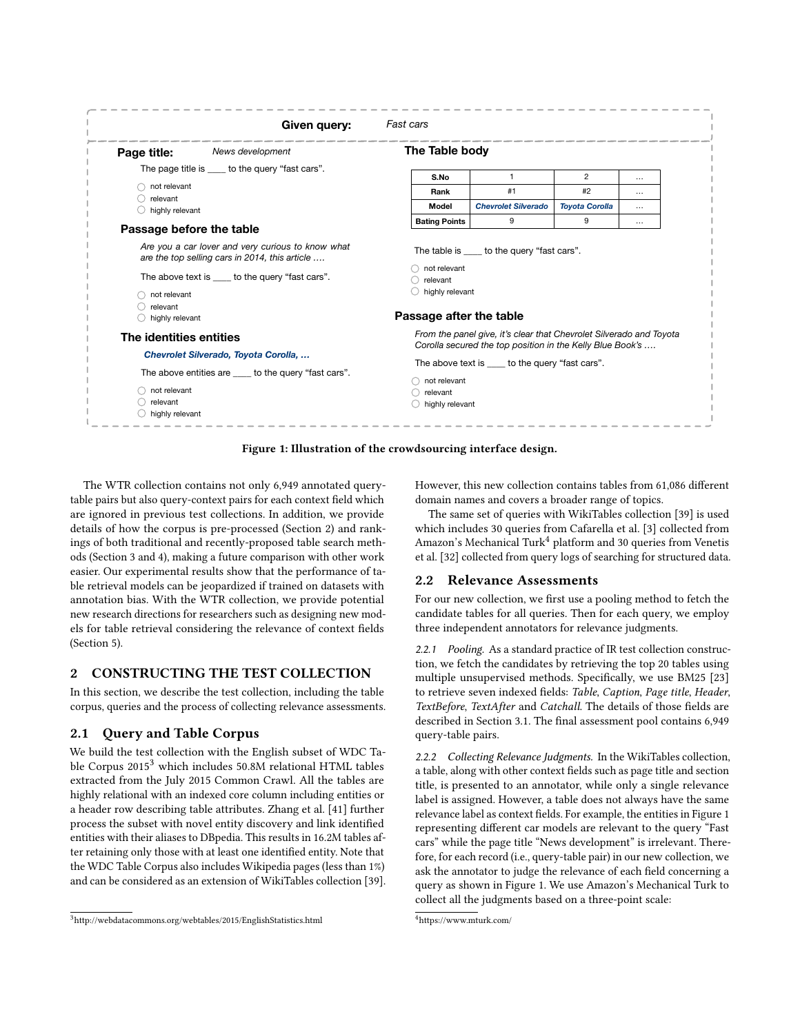Given query: *Fast cars*

**Page title:** *News development*

The page title is ____ to the query "fast cars".

- not relevant
- relevant
- highly relevant

**Passage before the table**

*Are you a car lover and very curious to know what are the top selling cars in 2014, this article ….*

The above text is ____ to the query "fast cars".

- not relevant
- relevant
- highly relevant

**The identities entities**

***Chevrolet Silverado, Toyota Corolla, …***

The above entities are ____ to the query "fast cars".

- not relevant
- relevant
- highly relevant

**The Table body**

| S.No | 1 | 2 | … |
|---|---|---|---|
| Rank | #1 | #2 | … |
| Model | *Chevrolet Silverado* | *Toyota Corolla* | … |
| Bating Points | 9 | 9 | … |

The table is ____ to the query "fast cars".

- not relevant
- relevant
- highly relevant

**Passage after the table**

*From the panel give, it's clear that Chevrolet Silverado and Toyota Corolla secured the top position in the Kelly Blue Book's ….*

The above text is ____ to the query "fast cars".

- not relevant
- relevant
- highly relevant

**Figure 1: Illustration of the crowdsourcing interface design.**

The WTR collection contains not only 6,949 annotated query-table pairs but also query-context pairs for each context field which are ignored in previous test collections. In addition, we provide details of how the corpus is pre-processed (Section 2) and rankings of both traditional and recently-proposed table search methods (Section 3 and 4), making a future comparison with other work easier. Our experimental results show that the performance of table retrieval models can be jeopardized if trained on datasets with annotation bias. With the WTR collection, we provide potential new research directions for researchers such as designing new models for table retrieval considering the relevance of context fields (Section 5).

## 2 CONSTRUCTING THE TEST COLLECTION

In this section, we describe the test collection, including the table corpus, queries and the process of collecting relevance assessments.

### 2.1 Query and Table Corpus

We build the test collection with the English subset of WDC Table Corpus 2015[3] which includes 50.8M relational HTML tables extracted from the July 2015 Common Crawl. All the tables are highly relational with an indexed core column including entities or a header row describing table attributes. Zhang et al. [41] further process the subset with novel entity discovery and link identified entities with their aliases to DBpedia. This results in 16.2M tables after retaining only those with at least one identified entity. Note that the WDC Table Corpus also includes Wikipedia pages (less than 1%) and can be considered as an extension of WikiTables collection [39]. However, this new collection contains tables from 61,086 different domain names and covers a broader range of topics.

The same set of queries with WikiTables collection [39] is used which includes 30 queries from Cafarella et al. [3] collected from Amazon's Mechanical Turk[4] platform and 30 queries from Venetis et al. [32] collected from query logs of searching for structured data.

### 2.2 Relevance Assessments

For our new collection, we first use a pooling method to fetch the candidate tables for all queries. Then for each query, we employ three independent annotators for relevance judgments.

*2.2.1 Pooling.* As a standard practice of IR test collection construction, we fetch the candidates by retrieving the top 20 tables using multiple unsupervised methods. Specifically, we use BM25 [23] to retrieve seven indexed fields: *Table*, *Caption*, *Page title*, *Header*, *TextBefore*, *TextAfter* and *Catchall*. The details of those fields are described in Section 3.1. The final assessment pool contains 6,949 query-table pairs.

*2.2.2 Collecting Relevance Judgments.* In the WikiTables collection, a table, along with other context fields such as page title and section title, is presented to an annotator, while only a single relevance label is assigned. However, a table does not always have the same relevance label as context fields. For example, the entities in Figure 1 representing different car models are relevant to the query "Fast cars" while the page title "News development" is irrelevant. Therefore, for each record (i.e., query-table pair) in our new collection, we ask the annotator to judge the relevance of each field concerning a query as shown in Figure 1. We use Amazon's Mechanical Turk to collect all the judgments based on a three-point scale:

[3] http://webdatacommons.org/webtables/2015/EnglishStatistics.html

[4] https://www.mturk.com/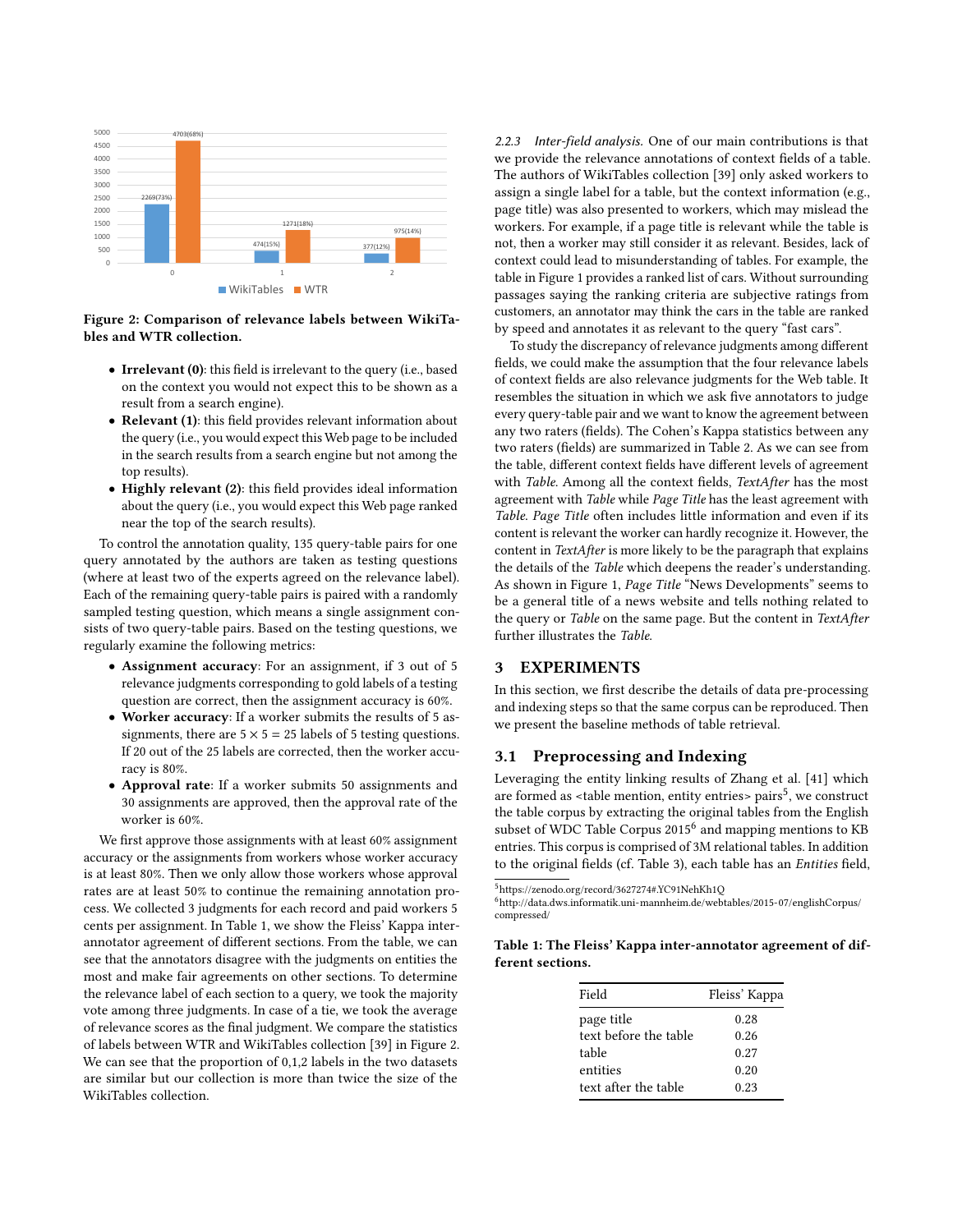Figure 2: Comparison of relevance labels between WikiTables and WTR collection.

- **Irrelevant (0)**: this field is irrelevant to the query (i.e., based on the context you would not expect this to be shown as a result from a search engine).
- **Relevant (1)**: this field provides relevant information about the query (i.e., you would expect this Web page to be included in the search results from a search engine but not among the top results).
- **Highly relevant (2)**: this field provides ideal information about the query (i.e., you would expect this Web page ranked near the top of the search results).

To control the annotation quality, 135 query-table pairs for one query annotated by the authors are taken as testing questions (where at least two of the experts agreed on the relevance label). Each of the remaining query-table pairs is paired with a randomly sampled testing question, which means a single assignment consists of two query-table pairs. Based on the testing questions, we regularly examine the following metrics:

- **Assignment accuracy**: For an assignment, if 3 out of 5 relevance judgments corresponding to gold labels of a testing question are correct, then the assignment accuracy is 60%.
- **Worker accuracy**: If a worker submits the results of 5 assignments, there are $5 \times 5 = 25$ labels of 5 testing questions. If 20 out of the 25 labels are corrected, then the worker accuracy is 80%.
- **Approval rate**: If a worker submits 50 assignments and 30 assignments are approved, then the approval rate of the worker is 60%.

We first approve those assignments with at least 60% assignment accuracy or the assignments from workers whose worker accuracy is at least 80%. Then we only allow those workers whose approval rates are at least 50% to continue the remaining annotation process. We collected 3 judgments for each record and paid workers 5 cents per assignment. In Table 1, we show the Fleiss' Kappa inter-annotator agreement of different sections. From the table, we can see that the annotators disagree with the judgments on entities the most and make fair agreements on other sections. To determine the relevance label of each section to a query, we took the majority vote among three judgments. In case of a tie, we took the average of relevance scores as the final judgment. We compare the statistics of labels between WTR and WikiTables collection [39] in Figure 2. We can see that the proportion of 0,1,2 labels in the two datasets are similar but our collection is more than twice the size of the WikiTables collection.

*2.2.3 Inter-field analysis.* One of our main contributions is that we provide the relevance annotations of context fields of a table. The authors of WikiTables collection [39] only asked workers to assign a single label for a table, but the context information (e.g., page title) was also presented to workers, which may mislead the workers. For example, if a page title is relevant while the table is not, then a worker may still consider it as relevant. Besides, lack of context could lead to misunderstanding of tables. For example, the table in Figure 1 provides a ranked list of cars. Without surrounding passages saying the ranking criteria are subjective ratings from customers, an annotator may think the cars in the table are ranked by speed and annotates it as relevant to the query "fast cars".

To study the discrepancy of relevance judgments among different fields, we could make the assumption that the four relevance labels of context fields are also relevance judgments for the Web table. It resembles the situation in which we ask five annotators to judge every query-table pair and we want to know the agreement between any two raters (fields). The Cohen's Kappa statistics between any two raters (fields) are summarized in Table 2. As we can see from the table, different context fields have different levels of agreement with *Table*. Among all the context fields, *TextAfter* has the most agreement with *Table* while *Page Title* has the least agreement with *Table*. *Page Title* often includes little information and even if its content is relevant the worker can hardly recognize it. However, the content in *TextAfter* is more likely to be the paragraph that explains the details of the *Table* which deepens the reader's understanding. As shown in Figure 1, *Page Title* "News Developments" seems to be a general title of a news website and tells nothing related to the query or *Table* on the same page. But the content in *TextAfter* further illustrates the *Table*.

## 3 EXPERIMENTS

In this section, we first describe the details of data pre-processing and indexing steps so that the same corpus can be reproduced. Then we present the baseline methods of table retrieval.

### 3.1 Preprocessing and Indexing

Leveraging the entity linking results of Zhang et al. [41] which are formed as <table mention, entity entries> pairs[5], we construct the table corpus by extracting the original tables from the English subset of WDC Table Corpus 2015[6] and mapping mentions to KB entries. This corpus is comprised of 3M relational tables. In addition to the original fields (cf. Table 3), each table has an *Entities* field,

[5] https://zenodo.org/record/3627274#.YC91NehKh1Q

[6] http://data.dws.informatik.uni-mannheim.de/webtables/2015-07/englishCorpus/compressed/

Table 1: The Fleiss' Kappa inter-annotator agreement of different sections.

| Field | Fleiss' Kappa |
|---|---|
| page title | 0.28 |
| text before the table | 0.26 |
| table | 0.27 |
| entities | 0.20 |
| text after the table | 0.23 |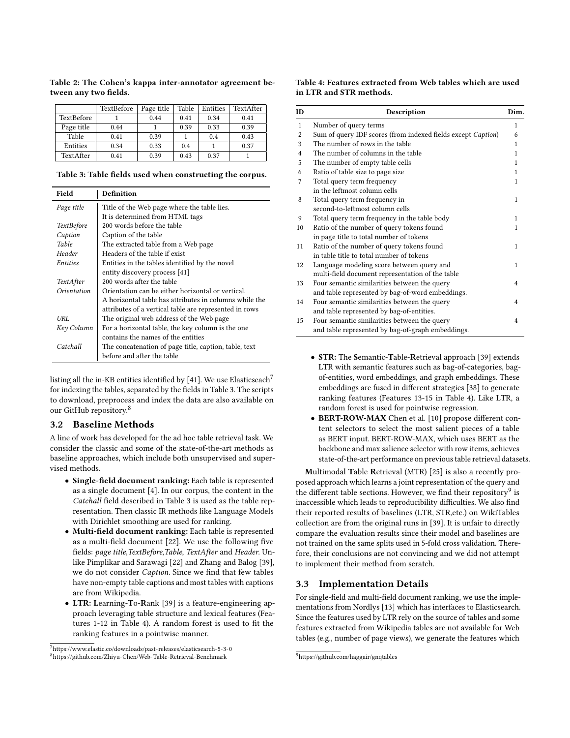Table 2: The Cohen's kappa inter-annotator agreement between any two fields.

| | TextBefore | Page title | Table | Entities | TextAfter |
|---|---|---|---|---|---|
| TextBefore | 1 | 0.44 | 0.41 | 0.34 | 0.41 |
| Page title | 0.44 | 1 | 0.39 | 0.33 | 0.39 |
| Table | 0.41 | 0.39 | 1 | 0.4 | 0.43 |
| Entities | 0.34 | 0.33 | 0.4 | 1 | 0.37 |
| TextAfter | 0.41 | 0.39 | 0.43 | 0.37 | 1 |

Table 3: Table fields used when constructing the corpus.

| Field | Definition |
|---|---|
| *Page title* | Title of the Web page where the table lies. It is determined from HTML tags |
| *TextBefore* | 200 words before the table |
| *Caption* | Caption of the table |
| *Table* | The extracted table from a Web page |
| *Header* | Headers of the table if exist |
| *Entities* | Entities in the tables identified by the novel entity discovery process [41] |
| *TextAfter* | 200 words after the table |
| *Orientation* | Orientation can be either horizontal or vertical. A horizontal table has attributes in columns while the attributes of a vertical table are represented in rows |
| *URL* | The original web address of the Web page |
| *Key Column* | For a horizontal table, the key column is the one contains the names of the entities |
| *Catchall* | The concatenation of page title, caption, table, text before and after the table |

listing all the in-KB entities identified by [41]. We use Elasticseach[7] for indexing the tables, separated by the fields in Table 3. The scripts to download, preprocess and index the data are also available on our GitHub repository.[8]

## 3.2 Baseline Methods

A line of work has developed for the ad hoc table retrieval task. We consider the classic and some of the state-of-the-art methods as baseline approaches, which include both unsupervised and supervised methods.

- **Single-field document ranking:** Each table is represented as a single document [4]. In our corpus, the content in the *Catchall* field described in Table 3 is used as the table representation. Then classic IR methods like Language Models with Dirichlet smoothing are used for ranking.
- **Multi-field document ranking:** Each table is represented as a multi-field document [22]. We use the following five fields: *page title*,*TextBefore*,*Table*, *TextAfter* and *Header*. Unlike Pimplikar and Sarawagi [22] and Zhang and Balog [39], we do not consider *Caption*. Since we find that few tables have non-empty table captions and most tables with captions are from Wikipedia.
- **LTR: L**earning-**T**o-**R**ank [39] is a feature-engineering approach leveraging table structure and lexical features (Features 1-12 in Table 4). A random forest is used to fit the ranking features in a pointwise manner.

[7] https://www.elastic.co/downloads/past-releases/elasticsearch-5-3-0

[8] https://github.com/Zhiyu-Chen/Web-Table-Retrieval-Benchmark

Table 4: Features extracted from Web tables which are used in LTR and STR methods.

| ID | Description | Dim. |
|---|---|---|
| 1 | Number of query terms | 1 |
| 2 | Sum of query IDF scores (from indexed fields except *Caption*) | 6 |
| 3 | The number of rows in the table | 1 |
| 4 | The number of columns in the table | 1 |
| 5 | The number of empty table cells | 1 |
| 6 | Ratio of table size to page size | 1 |
| 7 | Total query term frequency in the leftmost column cells | 1 |
| 8 | Total query term frequency in second-to-leftmost column cells | 1 |
| 9 | Total query term frequency in the table body | 1 |
| 10 | Ratio of the number of query tokens found in page title to total number of tokens | 1 |
| 11 | Ratio of the number of query tokens found in table title to total number of tokens | 1 |
| 12 | Language modeling score between query and multi-field document representation of the table | 1 |
| 13 | Four semantic similarities between the query and table represented by bag-of-word embeddings. | 4 |
| 14 | Four semantic similarities between the query and table represented by bag-of-entities. | 4 |
| 15 | Four semantic similarities between the query and table represented by bag-of-graph embeddings. | 4 |

- **STR:** The **S**emantic-**T**able-**R**etrieval approach [39] extends LTR with semantic features such as bag-of-categories, bag-of-entities, word embeddings, and graph embeddings. These embeddings are fused in different strategies [38] to generate ranking features (Features 13-15 in Table 4). Like LTR, a random forest is used for pointwise regression.
- **BERT-ROW-MAX** Chen et al. [10] propose different content selectors to select the most salient pieces of a table as BERT input. BERT-ROW-MAX, which uses BERT as the backbone and max salience selector with row items, achieves state-of-the-art performance on previous table retrieval datasets.

**M**ultimodal **T**able **R**etrieval (MTR) [25] is also a recently proposed approach which learns a joint representation of the query and the different table sections. However, we find their repository[9] is inaccessible which leads to reproducibility difficulties. We also find their reported results of baselines (LTR, STR,etc.) on WikiTables collection are from the original runs in [39]. It is unfair to directly compare the evaluation results since their model and baselines are not trained on the same splits used in 5-fold cross validation. Therefore, their conclusions are not convincing and we did not attempt to implement their method from scratch.

## 3.3 Implementation Details

For single-field and multi-field document ranking, we use the implementations from Nordlys [13] which has interfaces to Elasticsearch. Since the features used by LTR rely on the source of tables and some features extracted from Wikipedia tables are not available for Web tables (e.g., number of page views), we generate the features which

[9] https://github.com/haggair/gnqtables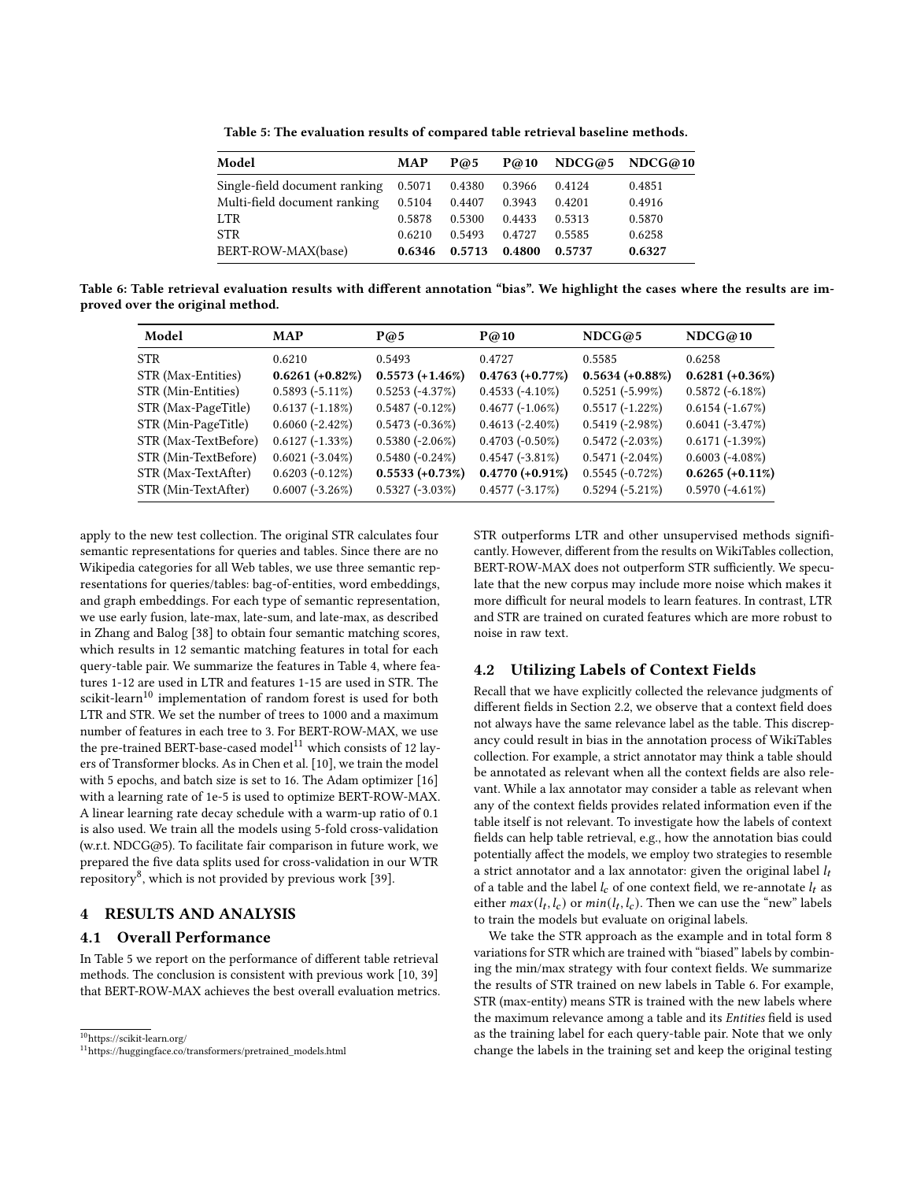Table 5: The evaluation results of compared table retrieval baseline methods.

| Model | MAP | P@5 | P@10 | NDCG@5 | NDCG@10 |
|---|---|---|---|---|---|
| Single-field document ranking | 0.5071 | 0.4380 | 0.3966 | 0.4124 | 0.4851 |
| Multi-field document ranking | 0.5104 | 0.4407 | 0.3943 | 0.4201 | 0.4916 |
| LTR | 0.5878 | 0.5300 | 0.4433 | 0.5313 | 0.5870 |
| STR | 0.6210 | 0.5493 | 0.4727 | 0.5585 | 0.6258 |
| BERT-ROW-MAX(base) | **0.6346** | **0.5713** | **0.4800** | **0.5737** | **0.6327** |

Table 6: Table retrieval evaluation results with different annotation "bias". We highlight the cases where the results are improved over the original method.

| Model | MAP | P@5 | P@10 | NDCG@5 | NDCG@10 |
|---|---|---|---|---|---|
| STR | 0.6210 | 0.5493 | 0.4727 | 0.5585 | 0.6258 |
| STR (Max-Entities) | **0.6261 (+0.82%)** | **0.5573 (+1.46%)** | **0.4763 (+0.77%)** | **0.5634 (+0.88%)** | **0.6281 (+0.36%)** |
| STR (Min-Entities) | 0.5893 (-5.11%) | 0.5253 (-4.37%) | 0.4533 (-4.10%) | 0.5251 (-5.99%) | 0.5872 (-6.18%) |
| STR (Max-PageTitle) | 0.6137 (-1.18%) | 0.5487 (-0.12%) | 0.4677 (-1.06%) | 0.5517 (-1.22%) | 0.6154 (-1.67%) |
| STR (Min-PageTitle) | 0.6060 (-2.42%) | 0.5473 (-0.36%) | 0.4613 (-2.40%) | 0.5419 (-2.98%) | 0.6041 (-3.47%) |
| STR (Max-TextBefore) | 0.6127 (-1.33%) | 0.5380 (-2.06%) | 0.4703 (-0.50%) | 0.5472 (-2.03%) | 0.6171 (-1.39%) |
| STR (Min-TextBefore) | 0.6021 (-3.04%) | 0.5480 (-0.24%) | 0.4547 (-3.81%) | 0.5471 (-2.04%) | 0.6003 (-4.08%) |
| STR (Max-TextAfter) | 0.6203 (-0.12%) | **0.5533 (+0.73%)** | **0.4770 (+0.91%)** | 0.5545 (-0.72%) | **0.6265 (+0.11%)** |
| STR (Min-TextAfter) | 0.6007 (-3.26%) | 0.5327 (-3.03%) | 0.4577 (-3.17%) | 0.5294 (-5.21%) | 0.5970 (-4.61%) |

apply to the new test collection. The original STR calculates four semantic representations for queries and tables. Since there are no Wikipedia categories for all Web tables, we use three semantic representations for queries/tables: bag-of-entities, word embeddings, and graph embeddings. For each type of semantic representation, we use early fusion, late-max, late-sum, and late-max, as described in Zhang and Balog [38] to obtain four semantic matching scores, which results in 12 semantic matching features in total for each query-table pair. We summarize the features in Table 4, where features 1-12 are used in LTR and features 1-15 are used in STR. The scikit-learn[10] implementation of random forest is used for both LTR and STR. We set the number of trees to 1000 and a maximum number of features in each tree to 3. For BERT-ROW-MAX, we use the pre-trained BERT-base-cased model[11] which consists of 12 layers of Transformer blocks. As in Chen et al. [10], we train the model with 5 epochs, and batch size is set to 16. The Adam optimizer [16] with a learning rate of 1e-5 is used to optimize BERT-ROW-MAX. A linear learning rate decay schedule with a warm-up ratio of 0.1 is also used. We train all the models using 5-fold cross-validation (w.r.t. NDCG@5). To facilitate fair comparison in future work, we prepared the five data splits used for cross-validation in our WTR repository[8], which is not provided by previous work [39].

## 4 RESULTS AND ANALYSIS

### 4.1 Overall Performance

In Table 5 we report on the performance of different table retrieval methods. The conclusion is consistent with previous work [10, 39] that BERT-ROW-MAX achieves the best overall evaluation metrics. STR outperforms LTR and other unsupervised methods significantly. However, different from the results on WikiTables collection, BERT-ROW-MAX does not outperform STR sufficiently. We speculate that the new corpus may include more noise which makes it more difficult for neural models to learn features. In contrast, LTR and STR are trained on curated features which are more robust to noise in raw text.

### 4.2 Utilizing Labels of Context Fields

Recall that we have explicitly collected the relevance judgments of different fields in Section 2.2, we observe that a context field does not always have the same relevance label as the table. This discrepancy could result in bias in the annotation process of WikiTables collection. For example, a strict annotator may think a table should be annotated as relevant when all the context fields are also relevant. While a lax annotator may consider a table as relevant when any of the context fields provides related information even if the table itself is not relevant. To investigate how the labels of context fields can help table retrieval, e.g., how the annotation bias could potentially affect the models, we employ two strategies to resemble a strict annotator and a lax annotator: given the original label $l_t$ of a table and the label $l_c$ of one context field, we re-annotate $l_t$ as either $max(l_t, l_c)$ or $min(l_t, l_c)$. Then we can use the "new" labels to train the models but evaluate on original labels.

We take the STR approach as the example and in total form 8 variations for STR which are trained with "biased" labels by combining the min/max strategy with four context fields. We summarize the results of STR trained on new labels in Table 6. For example, STR (max-entity) means STR is trained with the new labels where the maximum relevance among a table and its *Entities* field is used as the training label for each query-table pair. Note that we only change the labels in the training set and keep the original testing

[10] https://scikit-learn.org/

[11] https://huggingface.co/transformers/pretrained_models.html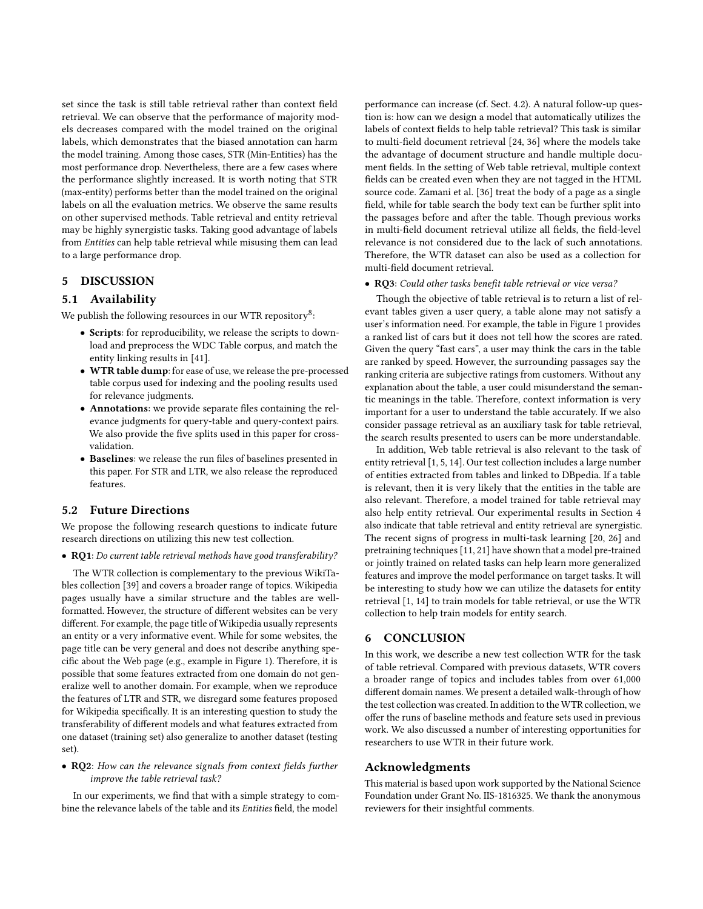set since the task is still table retrieval rather than context field retrieval. We can observe that the performance of majority models decreases compared with the model trained on the original labels, which demonstrates that the biased annotation can harm the model training. Among those cases, STR (Min-Entities) has the most performance drop. Nevertheless, there are a few cases where the performance slightly increased. It is worth noting that STR (max-entity) performs better than the model trained on the original labels on all the evaluation metrics. We observe the same results on other supervised methods. Table retrieval and entity retrieval may be highly synergistic tasks. Taking good advantage of labels from *Entities* can help table retrieval while misusing them can lead to a large performance drop.

## 5 DISCUSSION

### 5.1 Availability

We publish the following resources in our WTR repository[8]:

- **Scripts**: for reproducibility, we release the scripts to download and preprocess the WDC Table corpus, and match the entity linking results in [41].
- **WTR table dump**: for ease of use, we release the pre-processed table corpus used for indexing and the pooling results used for relevance judgments.
- **Annotations**: we provide separate files containing the relevance judgments for query-table and query-context pairs. We also provide the five splits used in this paper for cross-validation.
- **Baselines**: we release the run files of baselines presented in this paper. For STR and LTR, we also release the reproduced features.

### 5.2 Future Directions

We propose the following research questions to indicate future research directions on utilizing this new test collection.

- **RQ1**: *Do current table retrieval methods have good transferability?*

The WTR collection is complementary to the previous WikiTables collection [39] and covers a broader range of topics. Wikipedia pages usually have a similar structure and the tables are well-formatted. However, the structure of different websites can be very different. For example, the page title of Wikipedia usually represents an entity or a very informative event. While for some websites, the page title can be very general and does not describe anything specific about the Web page (e.g., example in Figure 1). Therefore, it is possible that some features extracted from one domain do not generalize well to another domain. For example, when we reproduce the features of LTR and STR, we disregard some features proposed for Wikipedia specifically. It is an interesting question to study the transferability of different models and what features extracted from one dataset (training set) also generalize to another dataset (testing set).

- **RQ2**: *How can the relevance signals from context fields further improve the table retrieval task?*

In our experiments, we find that with a simple strategy to combine the relevance labels of the table and its *Entities* field, the model performance can increase (cf. Sect. 4.2). A natural follow-up question is: how can we design a model that automatically utilizes the labels of context fields to help table retrieval? This task is similar to multi-field document retrieval [24, 36] where the models take the advantage of document structure and handle multiple document fields. In the setting of Web table retrieval, multiple context fields can be created even when they are not tagged in the HTML source code. Zamani et al. [36] treat the body of a page as a single field, while for table search the body text can be further split into the passages before and after the table. Though previous works in multi-field document retrieval utilize all fields, the field-level relevance is not considered due to the lack of such annotations. Therefore, the WTR dataset can also be used as a collection for multi-field document retrieval.

- **RQ3**: *Could other tasks benefit table retrieval or vice versa?*

Though the objective of table retrieval is to return a list of relevant tables given a user query, a table alone may not satisfy a user's information need. For example, the table in Figure 1 provides a ranked list of cars but it does not tell how the scores are rated. Given the query "fast cars", a user may think the cars in the table are ranked by speed. However, the surrounding passages say the ranking criteria are subjective ratings from customers. Without any explanation about the table, a user could misunderstand the semantic meanings in the table. Therefore, context information is very important for a user to understand the table accurately. If we also consider passage retrieval as an auxiliary task for table retrieval, the search results presented to users can be more understandable.

In addition, Web table retrieval is also relevant to the task of entity retrieval [1, 5, 14]. Our test collection includes a large number of entities extracted from tables and linked to DBpedia. If a table is relevant, then it is very likely that the entities in the table are also relevant. Therefore, a model trained for table retrieval may also help entity retrieval. Our experimental results in Section 4 also indicate that table retrieval and entity retrieval are synergistic. The recent signs of progress in multi-task learning [20, 26] and pretraining techniques [11, 21] have shown that a model pre-trained or jointly trained on related tasks can help learn more generalized features and improve the model performance on target tasks. It will be interesting to study how we can utilize the datasets for entity retrieval [1, 14] to train models for table retrieval, or use the WTR collection to help train models for entity search.

## 6 CONCLUSION

In this work, we describe a new test collection WTR for the task of table retrieval. Compared with previous datasets, WTR covers a broader range of topics and includes tables from over 61,000 different domain names. We present a detailed walk-through of how the test collection was created. In addition to the WTR collection, we offer the runs of baseline methods and feature sets used in previous work. We also discussed a number of interesting opportunities for researchers to use WTR in their future work.

## Acknowledgments

This material is based upon work supported by the National Science Foundation under Grant No. IIS-1816325. We thank the anonymous reviewers for their insightful comments.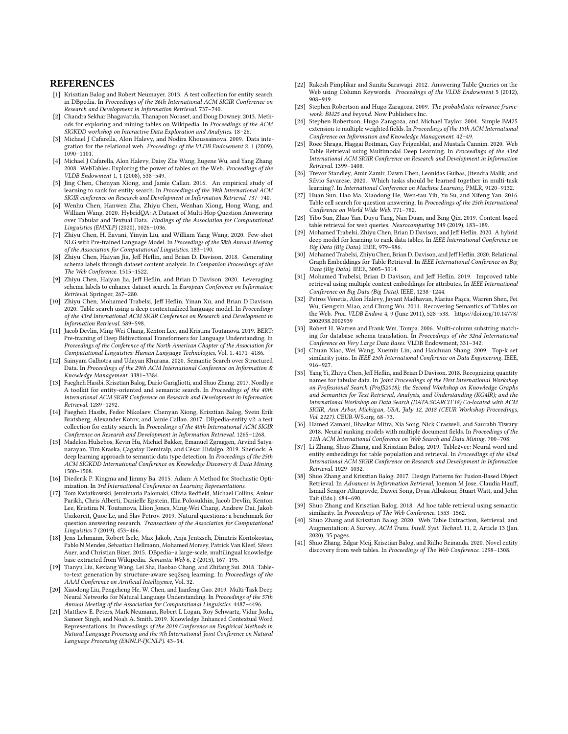## REFERENCES

[1] Krisztian Balog and Robert Neumayer. 2013. A test collection for entity search in DBpedia. In *Proceedings of the 36th International ACM SIGIR Conference on Research and Development in Information Retrieval*. 737–740.

[2] Chandra Sekhar Bhagavatula, Thanapon Noraset, and Doug Downey. 2013. Methods for exploring and mining tables on Wikipedia. In *Proceedings of the ACM SIGKDD workshop on Interactive Data Exploration and Analytics*. 18–26.

[3] Michael J Cafarella, Alon Halevy, and Nodira Khoussainova. 2009. Data integration for the relational web. *Proceedings of the VLDB Endowment* 2, 1 (2009), 1090–1101.

[4] Michael J Cafarella, Alon Halevy, Daisy Zhe Wang, Eugene Wu, and Yang Zhang. 2008. WebTables: Exploring the power of tables on the Web. *Proceedings of the VLDB Endowment* 1, 1 (2008), 538–549.

[5] Jing Chen, Chenyan Xiong, and Jamie Callan. 2016. An empirical study of learning to rank for entity search. In *Proceedings of the 39th International ACM SIGIR conference on Research and Development in Information Retrieval*. 737–740.

[6] Wenhu Chen, Hanwen Zha, Zhiyu Chen, Wenhan Xiong, Hong Wang, and William Wang. 2020. HybridQA: A Dataset of Multi-Hop Question Answering over Tabular and Textual Data. *Findings of the Association for Computational Linguistics (EMNLP)* (2020), 1026–1036.

[7] Zhiyu Chen, H. Eavani, Yinyin Liu, and William Yang Wang. 2020. Few-shot NLG with Pre-trained Language Model. In *Proceedings of the 58th Annual Meeting of the Association for Computational Linguistics*. 183–190.

[8] Zhiyu Chen, Haiyan Jia, Jeff Heflin, and Brian D. Davison. 2018. Generating schema labels through dataset content analysis. In *Companion Proceedings of the The Web Conference*. 1515–1522.

[9] Zhiyu Chen, Haiyan Jia, Jeff Heflin, and Brian D Davison. 2020. Leveraging schema labels to enhance dataset search. In *European Conference on Information Retrieval*. Springer, 267–280.

[10] Zhiyu Chen, Mohamed Trabelsi, Jeff Heflin, Yinan Xu, and Brian D Davison. 2020. Table search using a deep contextualized language model. In *Proceedings of the 43rd International ACM SIGIR Conference on Research and Development in Information Retrieval*. 589–598.

[11] Jacob Devlin, Ming-Wei Chang, Kenton Lee, and Kristina Toutanova. 2019. BERT: Pre-training of Deep Bidirectional Transformers for Language Understanding. In *Proceedings of the Conference of the North American Chapter of the Association for Computational Linguistics: Human Language Technologies*, Vol. 1. 4171–4186.

[12] Sainyam Galhotra and Udayan Khurana. 2020. Semantic Search over Structured Data. In *Proceedings of the 29th ACM International Conference on Information & Knowledge Management*. 3381–3384.

[13] Faegheh Hasibi, Krisztian Balog, Darío Garigliotti, and Shuo Zhang. 2017. Nordlys: A toolkit for entity-oriented and semantic search. In *Proceedings of the 40th International ACM SIGIR Conference on Research and Development in Information Retrieval*. 1289–1292.

[14] Faegheh Hasibi, Fedor Nikolaev, Chenyan Xiong, Krisztian Balog, Svein Erik Bratsberg, Alexander Kotov, and Jamie Callan. 2017. DBpedia-entity v2: A test collection for entity search. In *Proceedings of the 40th International ACM SIGIR Conference on Research and Development in Information Retrieval*. 1265–1268.

[15] Madelon Hulsebos, Kevin Hu, Michiel Bakker, Emanuel Zgraggen, Arvind Satyanarayan, Tim Kraska, Çagatay Demiralp, and César Hidalgo. 2019. Sherlock: A deep learning approach to semantic data type detection. In *Proceedings of the 25th ACM SIGKDD International Conference on Knowledge Discovery & Data Mining*. 1500–1508.

[16] Diederik P. Kingma and Jimmy Ba. 2015. Adam: A Method for Stochastic Optimization. In *3rd International Conference on Learning Representations*.

[17] Tom Kwiatkowski, Jennimaria Palomaki, Olivia Redfield, Michael Collins, Ankur Parikh, Chris Alberti, Danielle Epstein, Illia Polosukhin, Jacob Devlin, Kenton Lee, Kristina N. Toutanova, Llion Jones, Ming-Wei Chang, Andrew Dai, Jakob Uszkoreit, Quoc Le, and Slav Petrov. 2019. Natural questions: a benchmark for question answering research. *Transactions of the Association for Computational Linguistics* 7 (2019), 453–466.

[18] Jens Lehmann, Robert Isele, Max Jakob, Anja Jentzsch, Dimitris Kontokostas, Pablo N Mendes, Sebastian Hellmann, Mohamed Morsey, Patrick Van Kleef, Sören Auer, and Christian Bizer. 2015. DBpedia–a large-scale, multilingual knowledge base extracted from Wikipedia. *Semantic Web* 6, 2 (2015), 167–195.

[19] Tianyu Liu, Kexiang Wang, Lei Sha, Baobao Chang, and Zhifang Sui. 2018. Table-to-text generation by structure-aware seq2seq learning. In *Proceedings of the AAAI Conference on Artificial Intelligence*, Vol. 32.

[20] Xiaodong Liu, Pengcheng He, W. Chen, and Jianfeng Gao. 2019. Multi-Task Deep Neural Networks for Natural Language Understanding. In *Proceedings of the 57th Annual Meeting of the Association for Computational Linguistics*. 4487–4496.

[21] Matthew E. Peters, Mark Neumann, Robert L Logan, Roy Schwartz, Vidur Joshi, Sameer Singh, and Noah A. Smith. 2019. Knowledge Enhanced Contextual Word Representations. In *Proceedings of the 2019 Conference on Empirical Methods in Natural Language Processing and the 9th International Joint Conference on Natural Language Processing (EMNLP-IJCNLP)*. 43–54.

[22] Rakesh Pimplikar and Sunita Sarawagi. 2012. Answering Table Queries on the Web using Column Keywords. *Proceedings of the VLDB Endowment* 5 (2012), 908–919.

[23] Stephen Robertson and Hugo Zaragoza. 2009. *The probabilistic relevance framework: BM25 and beyond*. Now Publishers Inc.

[24] Stephen Robertson, Hugo Zaragoza, and Michael Taylor. 2004. Simple BM25 extension to multiple weighted fields. In *Proceedings of the 13th ACM International Conference on Information and Knowledge Management*. 42–49.

[25] Roee Shraga, Haggai Roitman, Guy Feigenblat, and Mustafa Cannim. 2020. Web Table Retrieval using Multimodal Deep Learning. In *Proceedings of the 43rd International ACM SIGIR Conference on Research and Development in Information Retrieval*. 1399–1408.

[26] Trevor Standley, Amir Zamir, Dawn Chen, Leonidas Guibas, Jitendra Malik, and Silvio Savarese. 2020. Which tasks should be learned together in multi-task learning?. In *International Conference on Machine Learning*. PMLR, 9120–9132.

[27] Huan Sun, Hao Ma, Xiaodong He, Wen-tau Yih, Yu Su, and Xifeng Yan. 2016. Table cell search for question answering. In *Proceedings of the 25th International Conference on World Wide Web*. 771–782.

[28] Yibo Sun, Zhao Yan, Duyu Tang, Nan Duan, and Bing Qin. 2019. Content-based table retrieval for web queries. *Neurocomputing* 349 (2019), 183–189.

[29] Mohamed Trabelsi, Zhiyu Chen, Brian D Davison, and Jeff Heflin. 2020. A hybrid deep model for learning to rank data tables. In *IEEE International Conference on Big Data (Big Data)*. IEEE, 979–986.

[30] Mohamed Trabelsi, Zhiyu Chen, Brian D. Davison, and Jeff Heflin. 2020. Relational Graph Embeddings for Table Retrieval. In *IEEE International Conference on Big Data (Big Data)*. IEEE, 3005–3014.

[31] Mohamed Trabelsi, Brian D Davison, and Jeff Heflin. 2019. Improved table retrieval using multiple context embeddings for attributes. In *IEEE International Conference on Big Data (Big Data)*. IEEE, 1238–1244.

[32] Petros Venetis, Alon Halevy, Jayant Madhavan, Marius Paşca, Warren Shen, Fei Wu, Gengxin Miao, and Chung Wu. 2011. Recovering Semantics of Tables on the Web. *Proc. VLDB Endow.* 4, 9 (June 2011), 528–538. https://doi.org/10.14778/2002938.2002939

[33] Robert H. Warren and Frank Wm. Tompa. 2006. Multi-column substring matching for database schema translation. In *Proceedings of the 32nd International Conference on Very Large Data Bases*. VLDB Endowment, 331–342.

[34] Chuan Xiao, Wei Wang, Xuemin Lin, and Haichuan Shang. 2009. Top-k set similarity joins. In *IEEE 25th International Conference on Data Engineering*. IEEE, 916–927.

[35] Yang Yi, Zhiyu Chen, Jeff Heflin, and Brian D Davison. 2018. Recognizing quantity names for tabular data. In *Joint Proceedings of the First International Workshop on Professional Search (ProfS2018); the Second Workshop on Knowledge Graphs and Semantics for Text Retrieval, Analysis, and Understanding (KG4IR); and the International Workshop on Data Search (DATA:SEARCH'18) Co-located with ACM SIGIR, Ann Arbor, Michigan, USA, July 12, 2018 (CEUR Workshop Proceedings, Vol. 2127)*. CEUR-WS.org, 68–73.

[36] Hamed Zamani, Bhaskar Mitra, Xia Song, Nick Craswell, and Saurabh Tiwary. 2018. Neural ranking models with multiple document fields. In *Proceedings of the 11th ACM International Conference on Web Search and Data Mining*. 700–708.

[37] Li Zhang, Shuo Zhang, and Krisztian Balog. 2019. Table2vec: Neural word and entity embeddings for table population and retrieval. In *Proceedings of the 42nd International ACM SIGIR Conference on Research and Development in Information Retrieval*. 1029–1032.

[38] Shuo Zhang and Krisztian Balog. 2017. Design Patterns for Fusion-Based Object Retrieval. In *Advances in Information Retrieval*, Joemon M Jose, Claudia Hauff, Ismail Sengor Altıngovde, Dawei Song, Dyaa Albakour, Stuart Watt, and John Tait (Eds.). 684–690.

[39] Shuo Zhang and Krisztian Balog. 2018. Ad hoc table retrieval using semantic similarity. In *Proceedings of The Web Conference*. 1553–1562.

[40] Shuo Zhang and Krisztian Balog. 2020. Web Table Extraction, Retrieval, and Augmentation: A Survey. *ACM Trans. Intell. Syst. Technol.* 11, 2, Article 13 (Jan. 2020), 35 pages.

[41] Shuo Zhang, Edgar Meij, Krisztian Balog, and Ridho Reinanda. 2020. Novel entity discovery from web tables. In *Proceedings of The Web Conference*. 1298–1308.